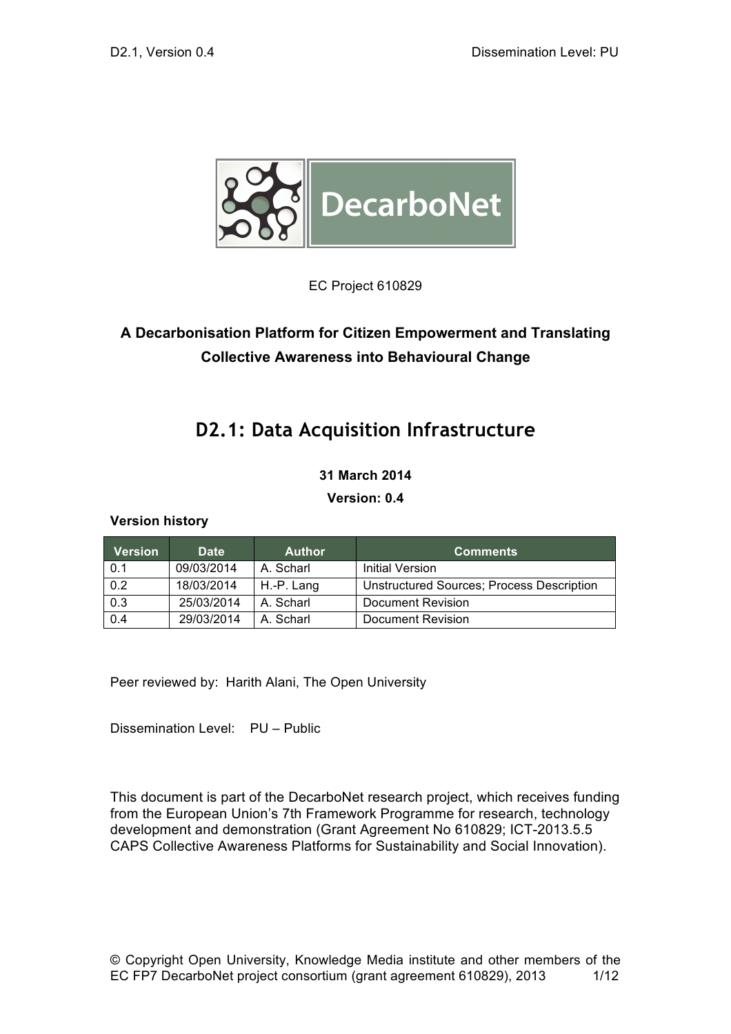EC Project 610829

**A Decarbonisation Platform for Citizen Empowerment and Translating Collective Awareness into Behavioural Change**

# D2.1: Data Acquisition Infrastructure

**31 March 2014**

**Version: 0.4**

**Version history**

| Version | Date | Author | Comments |
|---|---|---|---|
| 0.1 | 09/03/2014 | A. Scharl | Initial Version |
| 0.2 | 18/03/2014 | H.-P. Lang | Unstructured Sources; Process Description |
| 0.3 | 25/03/2014 | A. Scharl | Document Revision |
| 0.4 | 29/03/2014 | A. Scharl | Document Revision |

Peer reviewed by: Harith Alani, The Open University

Dissemination Level: PU – Public

This document is part of the DecarboNet research project, which receives funding from the European Union's 7th Framework Programme for research, technology development and demonstration (Grant Agreement No 610829; ICT-2013.5.5 CAPS Collective Awareness Platforms for Sustainability and Social Innovation).

© Copyright Open University, Knowledge Media institute and other members of the EC FP7 DecarboNet project consortium (grant agreement 610829), 2013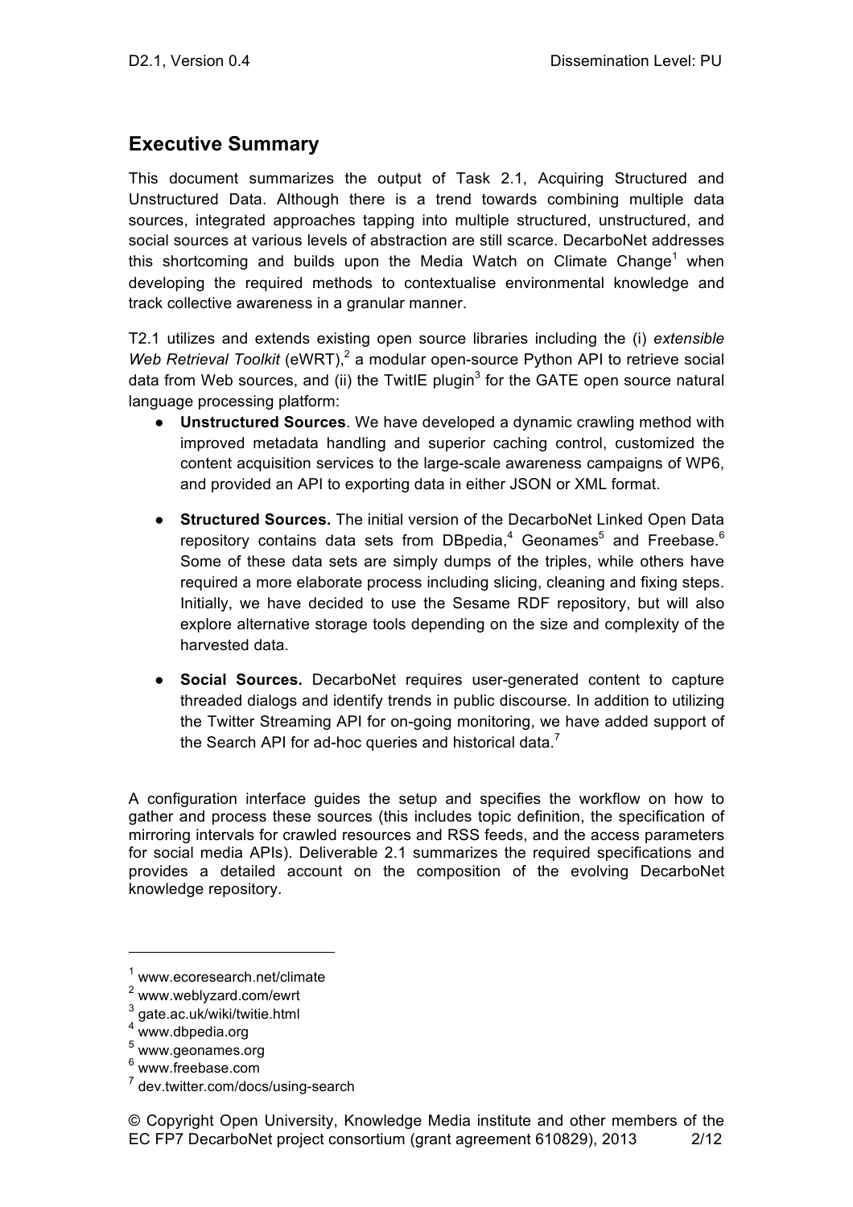## Executive Summary

This document summarizes the output of Task 2.1, Acquiring Structured and Unstructured Data. Although there is a trend towards combining multiple data sources, integrated approaches tapping into multiple structured, unstructured, and social sources at various levels of abstraction are still scarce. DecarboNet addresses this shortcoming and builds upon the Media Watch on Climate Change[1] when developing the required methods to contextualise environmental knowledge and track collective awareness in a granular manner.

T2.1 utilizes and extends existing open source libraries including the (i) *extensible Web Retrieval Toolkit* (eWRT),[2] a modular open-source Python API to retrieve social data from Web sources, and (ii) the TwitIE plugin[3] for the GATE open source natural language processing platform:

- **Unstructured Sources**. We have developed a dynamic crawling method with improved metadata handling and superior caching control, customized the content acquisition services to the large-scale awareness campaigns of WP6, and provided an API to exporting data in either JSON or XML format.
- **Structured Sources.** The initial version of the DecarboNet Linked Open Data repository contains data sets from DBpedia,[4] Geonames[5] and Freebase.[6] Some of these data sets are simply dumps of the triples, while others have required a more elaborate process including slicing, cleaning and fixing steps. Initially, we have decided to use the Sesame RDF repository, but will also explore alternative storage tools depending on the size and complexity of the harvested data.
- **Social Sources.** DecarboNet requires user-generated content to capture threaded dialogs and identify trends in public discourse. In addition to utilizing the Twitter Streaming API for on-going monitoring, we have added support of the Search API for ad-hoc queries and historical data.[7]

A configuration interface guides the setup and specifies the workflow on how to gather and process these sources (this includes topic definition, the specification of mirroring intervals for crawled resources and RSS feeds, and the access parameters for social media APIs). Deliverable 2.1 summarizes the required specifications and provides a detailed account on the composition of the evolving DecarboNet knowledge repository.

---

[1] www.ecoresearch.net/climate
[2] www.weblyzard.com/ewrt
[3] gate.ac.uk/wiki/twitie.html
[4] www.dbpedia.org
[5] www.geonames.org
[6] www.freebase.com
[7] dev.twitter.com/docs/using-search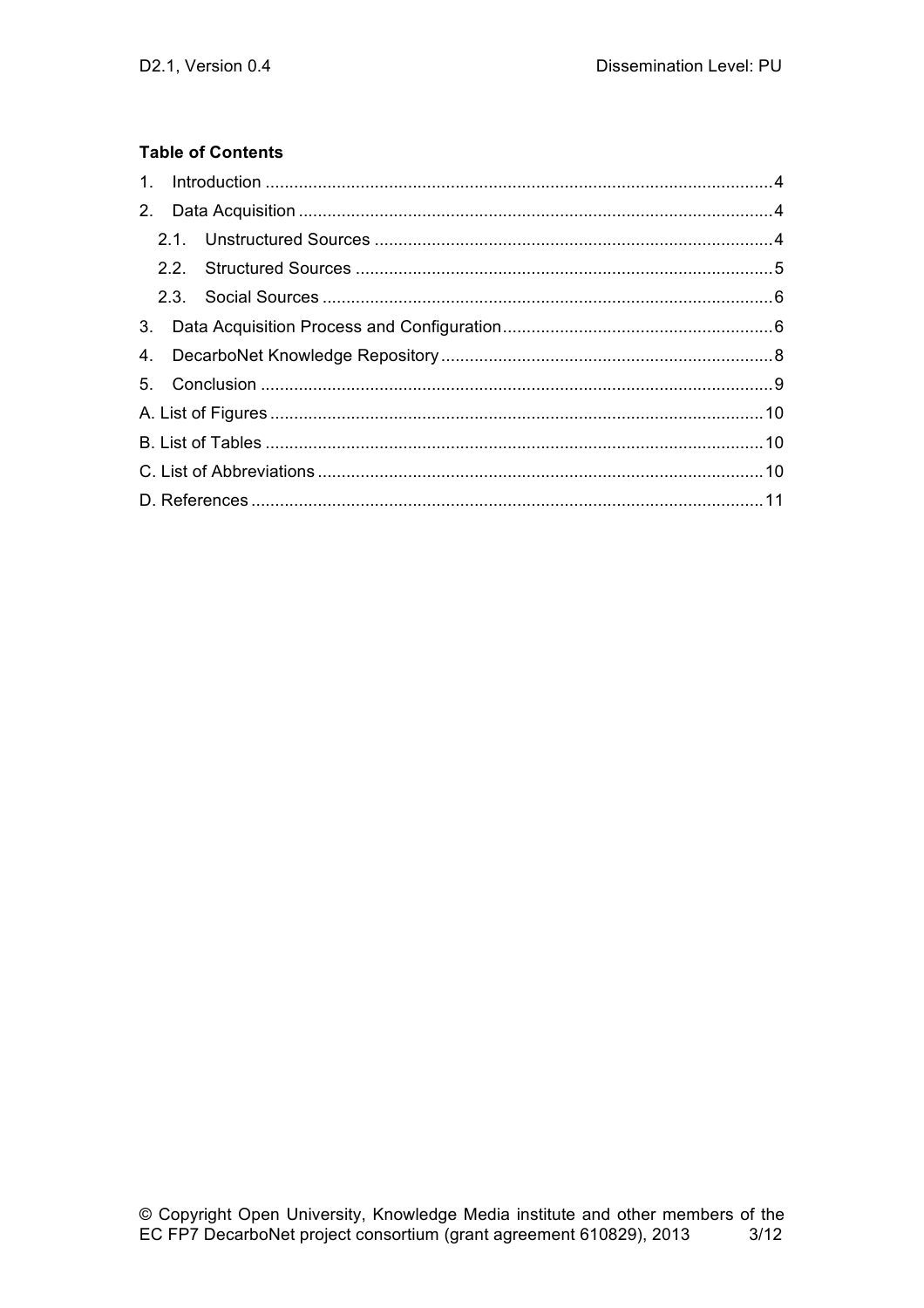**Table of Contents**

1. Introduction .......... 4
2. Data Acquisition .......... 4
   - 2.1. Unstructured Sources .......... 4
   - 2.2. Structured Sources .......... 5
   - 2.3. Social Sources .......... 6
3. Data Acquisition Process and Configuration .......... 6
4. DecarboNet Knowledge Repository .......... 8
5. Conclusion .......... 9

A. List of Figures .......... 10

B. List of Tables .......... 10

C. List of Abbreviations .......... 10

D. References .......... 11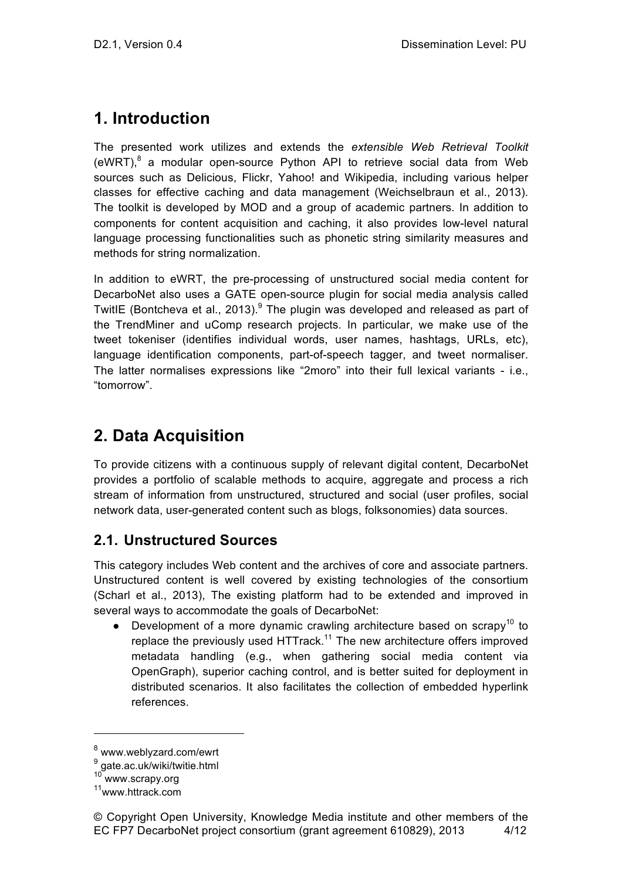# 1. Introduction

The presented work utilizes and extends the *extensible Web Retrieval Toolkit* (eWRT),[8] a modular open-source Python API to retrieve social data from Web sources such as Delicious, Flickr, Yahoo! and Wikipedia, including various helper classes for effective caching and data management (Weichselbraun et al., 2013). The toolkit is developed by MOD and a group of academic partners. In addition to components for content acquisition and caching, it also provides low-level natural language processing functionalities such as phonetic string similarity measures and methods for string normalization.

In addition to eWRT, the pre-processing of unstructured social media content for DecarboNet also uses a GATE open-source plugin for social media analysis called TwitIE (Bontcheva et al., 2013).[9] The plugin was developed and released as part of the TrendMiner and uComp research projects. In particular, we make use of the tweet tokeniser (identifies individual words, user names, hashtags, URLs, etc), language identification components, part-of-speech tagger, and tweet normaliser. The latter normalises expressions like "2moro" into their full lexical variants - i.e., "tomorrow".

# 2. Data Acquisition

To provide citizens with a continuous supply of relevant digital content, DecarboNet provides a portfolio of scalable methods to acquire, aggregate and process a rich stream of information from unstructured, structured and social (user profiles, social network data, user-generated content such as blogs, folksonomies) data sources.

## 2.1. Unstructured Sources

This category includes Web content and the archives of core and associate partners. Unstructured content is well covered by existing technologies of the consortium (Scharl et al., 2013), The existing platform had to be extended and improved in several ways to accommodate the goals of DecarboNet:

- Development of a more dynamic crawling architecture based on scrapy[10] to replace the previously used HTTrack.[11] The new architecture offers improved metadata handling (e.g., when gathering social media content via OpenGraph), superior caching control, and is better suited for deployment in distributed scenarios. It also facilitates the collection of embedded hyperlink references.

---

[8] www.weblyzard.com/ewrt

[9] gate.ac.uk/wiki/twitie.html

[10] www.scrapy.org

[11] www.httrack.com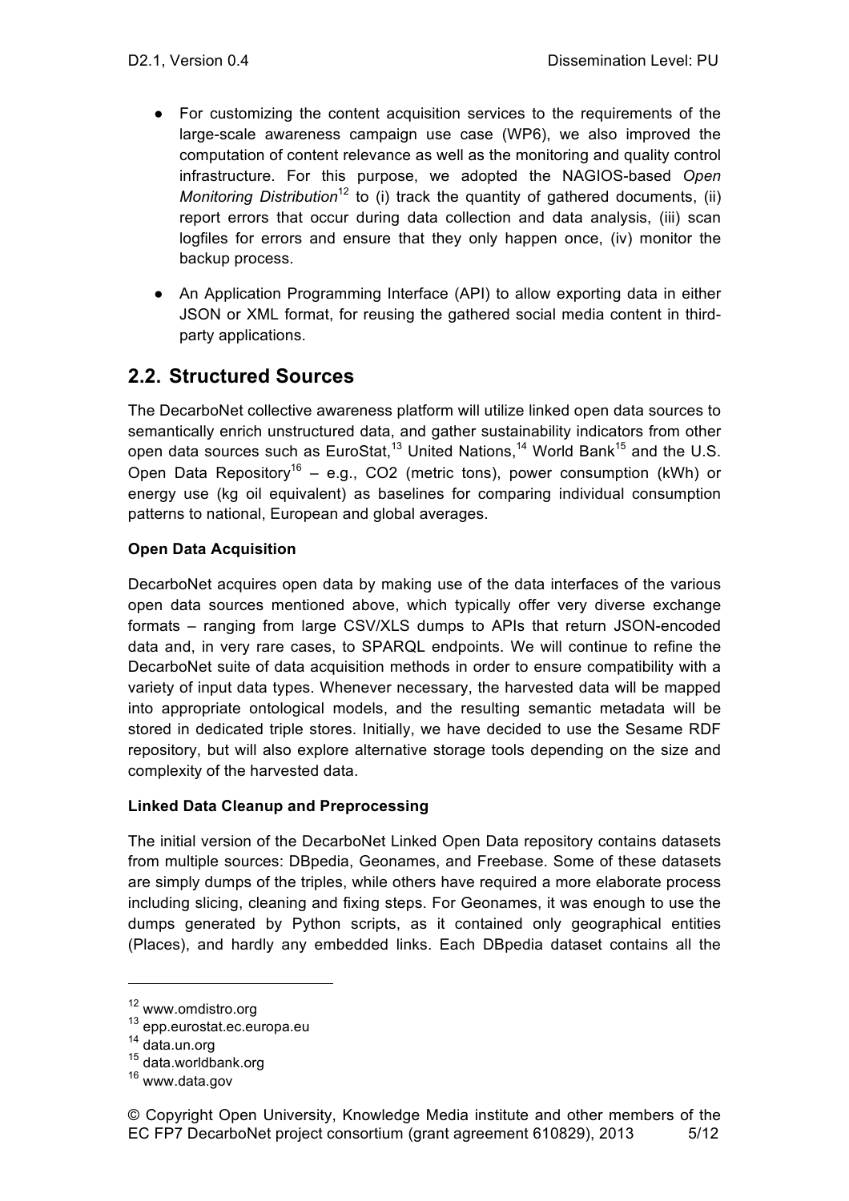- For customizing the content acquisition services to the requirements of the large-scale awareness campaign use case (WP6), we also improved the computation of content relevance as well as the monitoring and quality control infrastructure. For this purpose, we adopted the NAGIOS-based *Open Monitoring Distribution*[12] to (i) track the quantity of gathered documents, (ii) report errors that occur during data collection and data analysis, (iii) scan logfiles for errors and ensure that they only happen once, (iv) monitor the backup process.
- An Application Programming Interface (API) to allow exporting data in either JSON or XML format, for reusing the gathered social media content in third-party applications.

## 2.2. Structured Sources

The DecarboNet collective awareness platform will utilize linked open data sources to semantically enrich unstructured data, and gather sustainability indicators from other open data sources such as EuroStat,[13] United Nations,[14] World Bank[15] and the U.S. Open Data Repository[16] – e.g., CO2 (metric tons), power consumption (kWh) or energy use (kg oil equivalent) as baselines for comparing individual consumption patterns to national, European and global averages.

**Open Data Acquisition**

DecarboNet acquires open data by making use of the data interfaces of the various open data sources mentioned above, which typically offer very diverse exchange formats – ranging from large CSV/XLS dumps to APIs that return JSON-encoded data and, in very rare cases, to SPARQL endpoints. We will continue to refine the DecarboNet suite of data acquisition methods in order to ensure compatibility with a variety of input data types. Whenever necessary, the harvested data will be mapped into appropriate ontological models, and the resulting semantic metadata will be stored in dedicated triple stores. Initially, we have decided to use the Sesame RDF repository, but will also explore alternative storage tools depending on the size and complexity of the harvested data.

**Linked Data Cleanup and Preprocessing**

The initial version of the DecarboNet Linked Open Data repository contains datasets from multiple sources: DBpedia, Geonames, and Freebase. Some of these datasets are simply dumps of the triples, while others have required a more elaborate process including slicing, cleaning and fixing steps. For Geonames, it was enough to use the dumps generated by Python scripts, as it contained only geographical entities (Places), and hardly any embedded links. Each DBpedia dataset contains all the

---

[12] www.omdistro.org
[13] epp.eurostat.ec.europa.eu
[14] data.un.org
[15] data.worldbank.org
[16] www.data.gov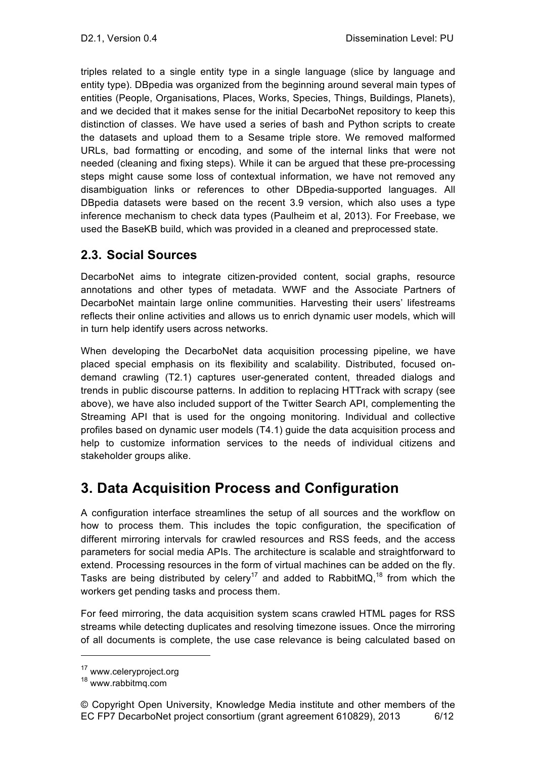triples related to a single entity type in a single language (slice by language and entity type). DBpedia was organized from the beginning around several main types of entities (People, Organisations, Places, Works, Species, Things, Buildings, Planets), and we decided that it makes sense for the initial DecarboNet repository to keep this distinction of classes. We have used a series of bash and Python scripts to create the datasets and upload them to a Sesame triple store. We removed malformed URLs, bad formatting or encoding, and some of the internal links that were not needed (cleaning and fixing steps). While it can be argued that these pre-processing steps might cause some loss of contextual information, we have not removed any disambiguation links or references to other DBpedia-supported languages. All DBpedia datasets were based on the recent 3.9 version, which also uses a type inference mechanism to check data types (Paulheim et al, 2013). For Freebase, we used the BaseKB build, which was provided in a cleaned and preprocessed state.

## 2.3. Social Sources

DecarboNet aims to integrate citizen-provided content, social graphs, resource annotations and other types of metadata. WWF and the Associate Partners of DecarboNet maintain large online communities. Harvesting their users' lifestreams reflects their online activities and allows us to enrich dynamic user models, which will in turn help identify users across networks.

When developing the DecarboNet data acquisition processing pipeline, we have placed special emphasis on its flexibility and scalability. Distributed, focused on-demand crawling (T2.1) captures user-generated content, threaded dialogs and trends in public discourse patterns. In addition to replacing HTTrack with scrapy (see above), we have also included support of the Twitter Search API, complementing the Streaming API that is used for the ongoing monitoring. Individual and collective profiles based on dynamic user models (T4.1) guide the data acquisition process and help to customize information services to the needs of individual citizens and stakeholder groups alike.

# 3. Data Acquisition Process and Configuration

A configuration interface streamlines the setup of all sources and the workflow on how to process them. This includes the topic configuration, the specification of different mirroring intervals for crawled resources and RSS feeds, and the access parameters for social media APIs. The architecture is scalable and straightforward to extend. Processing resources in the form of virtual machines can be added on the fly. Tasks are being distributed by celery[17] and added to RabbitMQ,[18] from which the workers get pending tasks and process them.

For feed mirroring, the data acquisition system scans crawled HTML pages for RSS streams while detecting duplicates and resolving timezone issues. Once the mirroring of all documents is complete, the use case relevance is being calculated based on

---

[17] www.celeryproject.org

[18] www.rabbitmq.com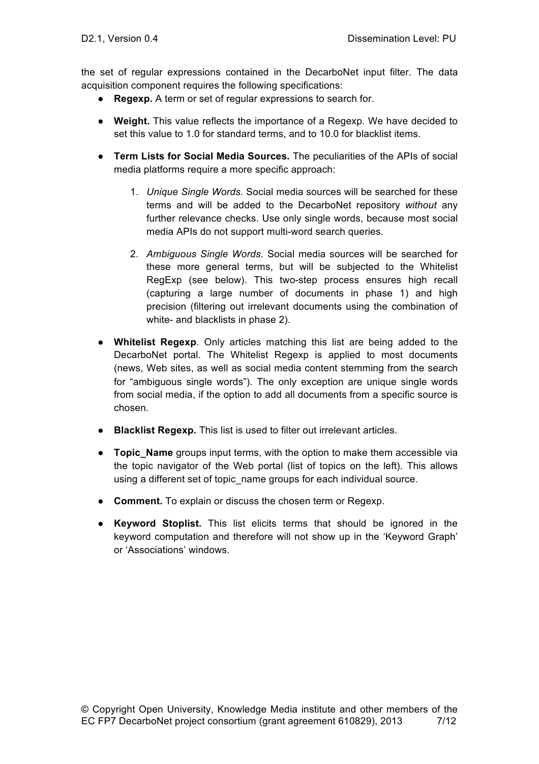the set of regular expressions contained in the DecarboNet input filter. The data acquisition component requires the following specifications:

- **Regexp.** A term or set of regular expressions to search for.
- **Weight.** This value reflects the importance of a Regexp. We have decided to set this value to 1.0 for standard terms, and to 10.0 for blacklist items.
- **Term Lists for Social Media Sources.** The peculiarities of the APIs of social media platforms require a more specific approach:
    1. *Unique Single Words.* Social media sources will be searched for these terms and will be added to the DecarboNet repository *without* any further relevance checks. Use only single words, because most social media APIs do not support multi-word search queries.
    2. *Ambiguous Single Words.* Social media sources will be searched for these more general terms, but will be subjected to the Whitelist RegExp (see below). This two-step process ensures high recall (capturing a large number of documents in phase 1) and high precision (filtering out irrelevant documents using the combination of white- and blacklists in phase 2).
- **Whitelist Regexp**. Only articles matching this list are being added to the DecarboNet portal. The Whitelist Regexp is applied to most documents (news, Web sites, as well as social media content stemming from the search for "ambiguous single words"). The only exception are unique single words from social media, if the option to add all documents from a specific source is chosen.
- **Blacklist Regexp.** This list is used to filter out irrelevant articles.
- **Topic_Name** groups input terms, with the option to make them accessible via the topic navigator of the Web portal (list of topics on the left). This allows using a different set of topic_name groups for each individual source.
- **Comment.** To explain or discuss the chosen term or Regexp.
- **Keyword Stoplist.** This list elicits terms that should be ignored in the keyword computation and therefore will not show up in the 'Keyword Graph' or 'Associations' windows.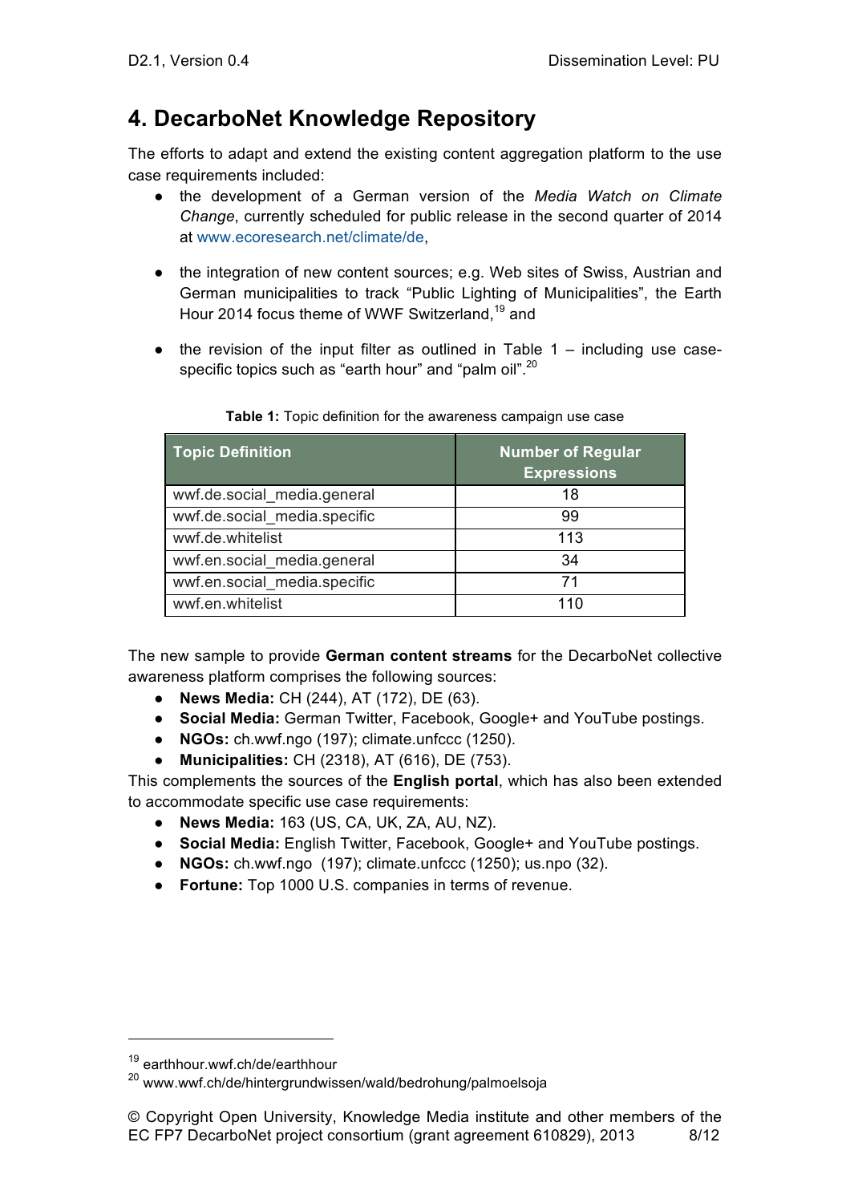# 4. DecarboNet Knowledge Repository

The efforts to adapt and extend the existing content aggregation platform to the use case requirements included:

- the development of a German version of the *Media Watch on Climate Change*, currently scheduled for public release in the second quarter of 2014 at www.ecoresearch.net/climate/de,
- the integration of new content sources; e.g. Web sites of Swiss, Austrian and German municipalities to track "Public Lighting of Municipalities", the Earth Hour 2014 focus theme of WWF Switzerland,[19] and
- the revision of the input filter as outlined in Table 1 – including use case-specific topics such as "earth hour" and "palm oil".[20]

**Table 1:** Topic definition for the awareness campaign use case

| Topic Definition | Number of Regular Expressions |
| --- | --- |
| wwf.de.social_media.general | 18 |
| wwf.de.social_media.specific | 99 |
| wwf.de.whitelist | 113 |
| wwf.en.social_media.general | 34 |
| wwf.en.social_media.specific | 71 |
| wwf.en.whitelist | 110 |

The new sample to provide **German content streams** for the DecarboNet collective awareness platform comprises the following sources:

- **News Media:** CH (244), AT (172), DE (63).
- **Social Media:** German Twitter, Facebook, Google+ and YouTube postings.
- **NGOs:** ch.wwf.ngo (197); climate.unfccc (1250).
- **Municipalities:** CH (2318), AT (616), DE (753).

This complements the sources of the **English portal**, which has also been extended to accommodate specific use case requirements:

- **News Media:** 163 (US, CA, UK, ZA, AU, NZ).
- **Social Media:** English Twitter, Facebook, Google+ and YouTube postings.
- **NGOs:** ch.wwf.ngo (197); climate.unfccc (1250); us.npo (32).
- **Fortune:** Top 1000 U.S. companies in terms of revenue.

[19] earthhour.wwf.ch/de/earthhour

[20] www.wwf.ch/de/hintergrundwissen/wald/bedrohung/palmoelsoja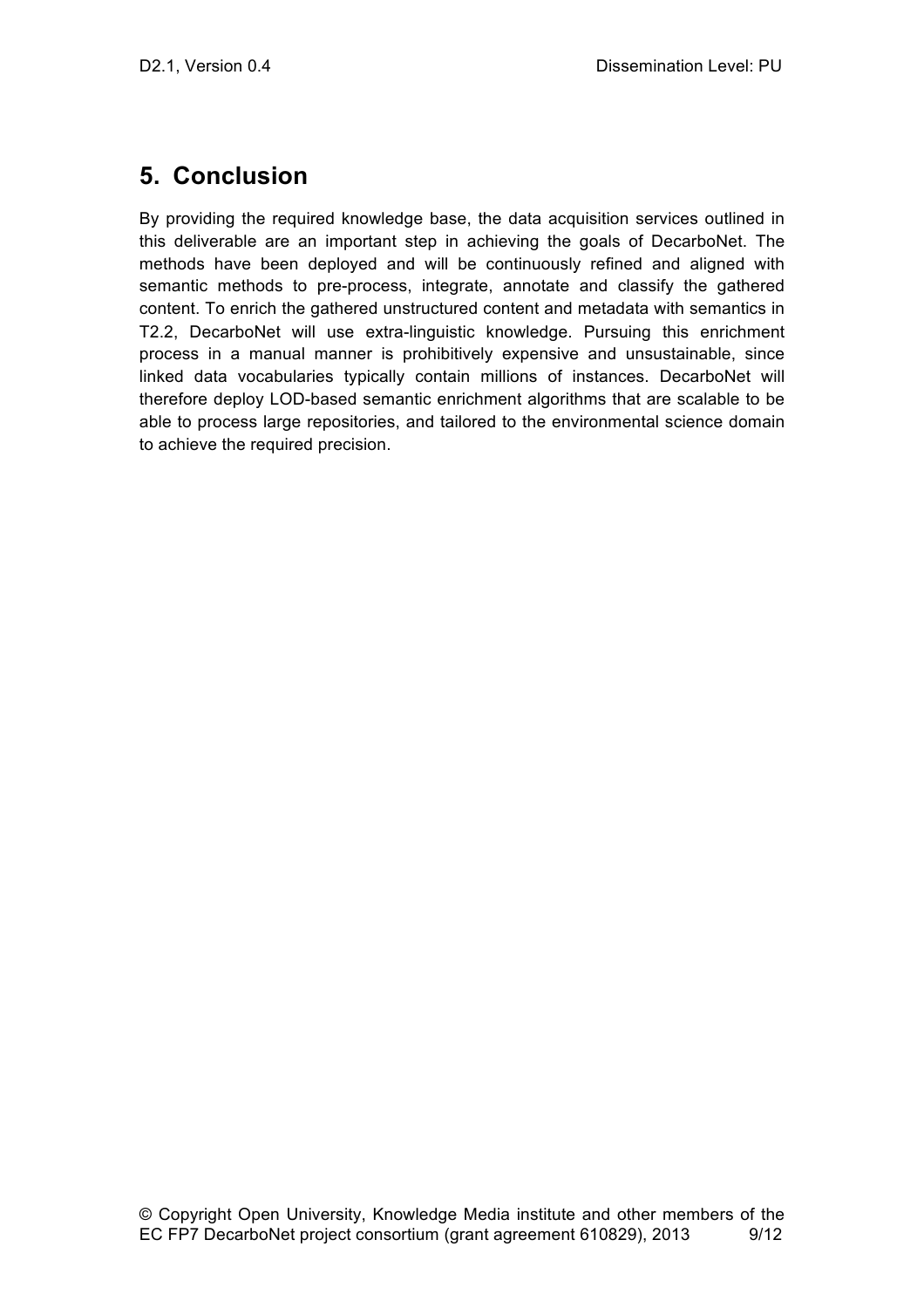## 5. Conclusion

By providing the required knowledge base, the data acquisition services outlined in this deliverable are an important step in achieving the goals of DecarboNet. The methods have been deployed and will be continuously refined and aligned with semantic methods to pre-process, integrate, annotate and classify the gathered content. To enrich the gathered unstructured content and metadata with semantics in T2.2, DecarboNet will use extra-linguistic knowledge. Pursuing this enrichment process in a manual manner is prohibitively expensive and unsustainable, since linked data vocabularies typically contain millions of instances. DecarboNet will therefore deploy LOD-based semantic enrichment algorithms that are scalable to be able to process large repositories, and tailored to the environmental science domain to achieve the required precision.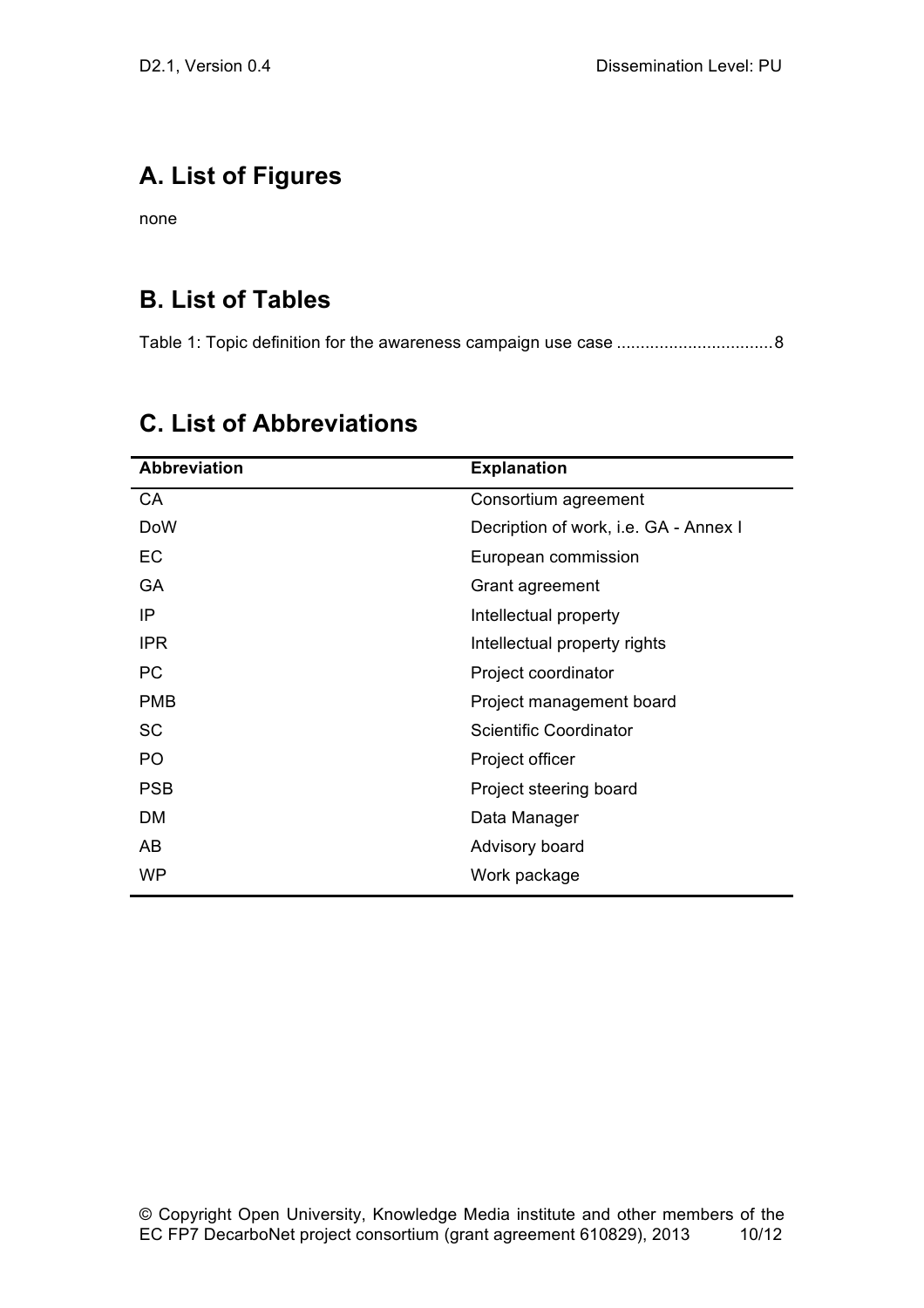## A. List of Figures

none

## B. List of Tables

Table 1: Topic definition for the awareness campaign use case ................................8

## C. List of Abbreviations

| Abbreviation | Explanation |
| --- | --- |
| CA | Consortium agreement |
| DoW | Decription of work, i.e. GA - Annex I |
| EC | European commission |
| GA | Grant agreement |
| IP | Intellectual property |
| IPR | Intellectual property rights |
| PC | Project coordinator |
| PMB | Project management board |
| SC | Scientific Coordinator |
| PO | Project officer |
| PSB | Project steering board |
| DM | Data Manager |
| AB | Advisory board |
| WP | Work package |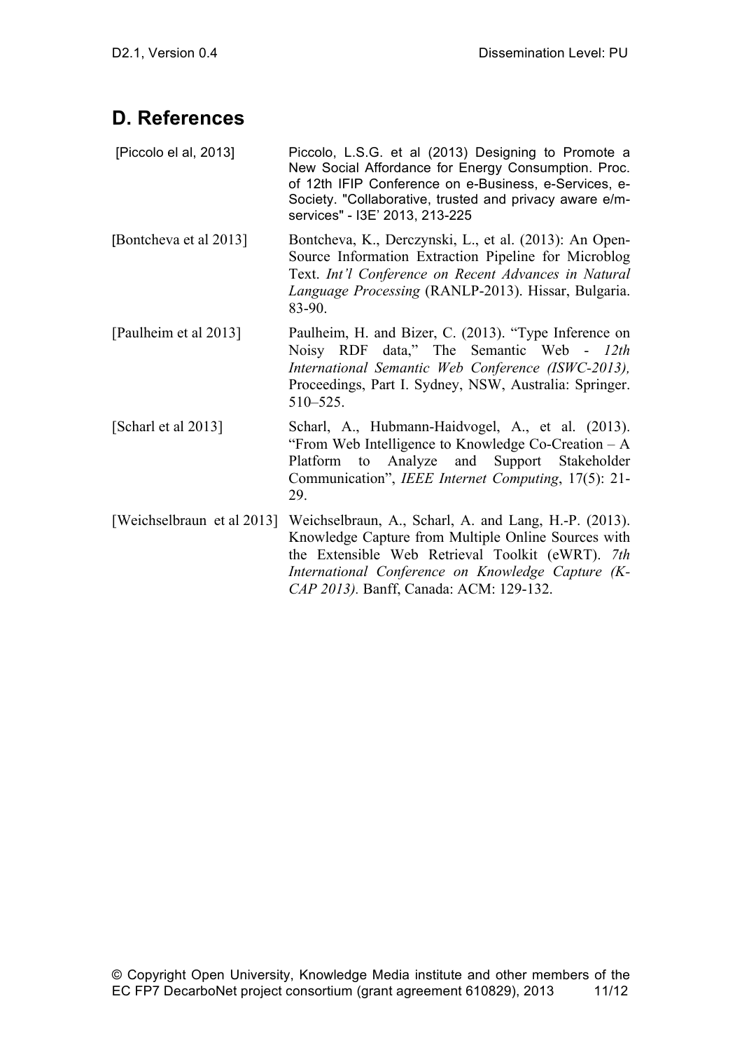# D. References

| | |
|---|---|
| [Piccolo el al, 2013] | Piccolo, L.S.G. et al (2013) Designing to Promote a New Social Affordance for Energy Consumption. Proc. of 12th IFIP Conference on e-Business, e-Services, e-Society. "Collaborative, trusted and privacy aware e/m-services" - I3E' 2013, 213-225 |
| [Bontcheva et al 2013] | Bontcheva, K., Derczynski, L., et al. (2013): An Open-Source Information Extraction Pipeline for Microblog Text. *Int'l Conference on Recent Advances in Natural Language Processing* (RANLP-2013). Hissar, Bulgaria. 83-90. |
| [Paulheim et al 2013] | Paulheim, H. and Bizer, C. (2013). "Type Inference on Noisy RDF data," The Semantic Web - *12th International Semantic Web Conference (ISWC-2013),* Proceedings, Part I. Sydney, NSW, Australia: Springer. 510–525. |
| [Scharl et al 2013] | Scharl, A., Hubmann-Haidvogel, A., et al. (2013). "From Web Intelligence to Knowledge Co-Creation – A Platform to Analyze and Support Stakeholder Communication", *IEEE Internet Computing*, 17(5): 21-29. |
| [Weichselbraun et al 2013] | Weichselbraun, A., Scharl, A. and Lang, H.-P. (2013). Knowledge Capture from Multiple Online Sources with the Extensible Web Retrieval Toolkit (eWRT). *7th International Conference on Knowledge Capture (K-CAP 2013).* Banff, Canada: ACM: 129-132. |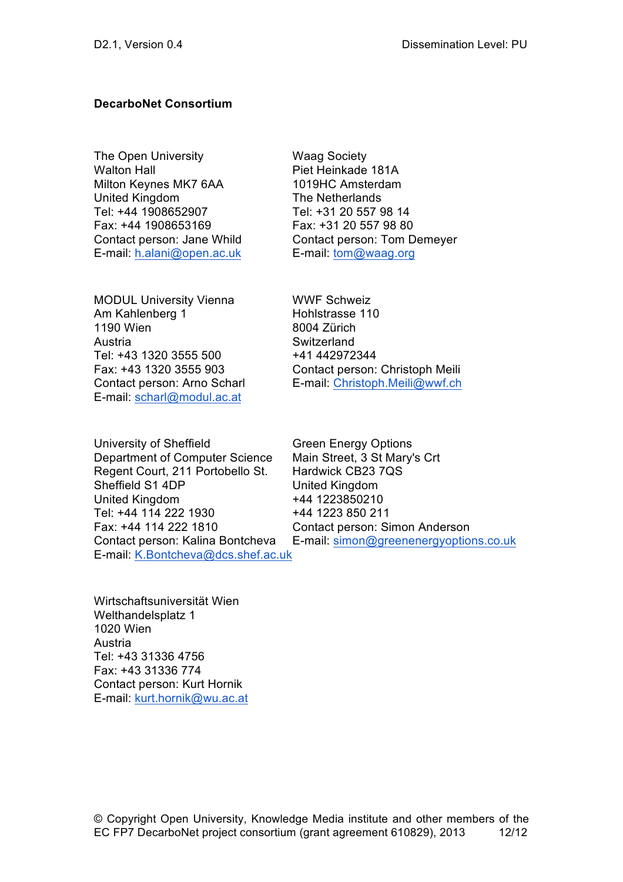**DecarboNet Consortium**

The Open University
Walton Hall
Milton Keynes MK7 6AA
United Kingdom
Tel: +44 1908652907
Fax: +44 1908653169
Contact person: Jane Whild
E-mail: h.alani@open.ac.uk

Waag Society
Piet Heinkade 181A
1019HC Amsterdam
The Netherlands
Tel: +31 20 557 98 14
Fax: +31 20 557 98 80
Contact person: Tom Demeyer
E-mail: tom@waag.org

MODUL University Vienna
Am Kahlenberg 1
1190 Wien
Austria
Tel: +43 1320 3555 500
Fax: +43 1320 3555 903
Contact person: Arno Scharl
E-mail: scharl@modul.ac.at

WWF Schweiz
Hohlstrasse 110
8004 Zürich
Switzerland
+41 442972344
Contact person: Christoph Meili
E-mail: Christoph.Meili@wwf.ch

University of Sheffield
Department of Computer Science
Regent Court, 211 Portobello St.
Sheffield S1 4DP
United Kingdom
Tel: +44 114 222 1930
Fax: +44 114 222 1810
Contact person: Kalina Bontcheva
E-mail: K.Bontcheva@dcs.shef.ac.uk

Green Energy Options
Main Street, 3 St Mary's Crt
Hardwick CB23 7QS
United Kingdom
+44 1223850210
+44 1223 850 211
Contact person: Simon Anderson
E-mail: simon@greenenergyoptions.co.uk

Wirtschaftsuniversität Wien
Welthandelsplatz 1
1020 Wien
Austria
Tel: +43 31336 4756
Fax: +43 31336 774
Contact person: Kurt Hornik
E-mail: kurt.hornik@wu.ac.at